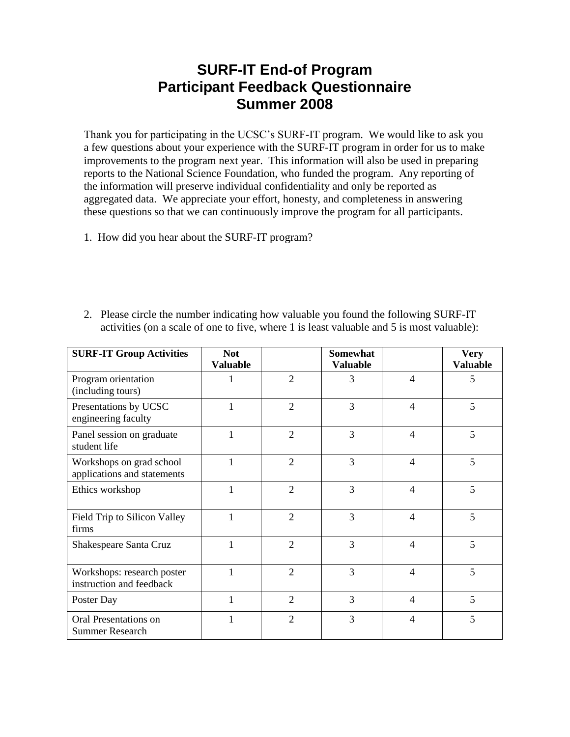# SURF-IT End-of Program
# Participant Feedback Questionnaire
# Summer 2008

Thank you for participating in the UCSC's SURF-IT program. We would like to ask you a few questions about your experience with the SURF-IT program in order for us to make improvements to the program next year. This information will also be used in preparing reports to the National Science Foundation, who funded the program. Any reporting of the information will preserve individual confidentiality and only be reported as aggregated data. We appreciate your effort, honesty, and completeness in answering these questions so that we can continuously improve the program for all participants.

1. How did you hear about the SURF-IT program?

2. Please circle the number indicating how valuable you found the following SURF-IT activities (on a scale of one to five, where 1 is least valuable and 5 is most valuable):

| SURF-IT Group Activities | Not Valuable | | Somewhat Valuable | | Very Valuable |
|---|---|---|---|---|---|
| Program orientation (including tours) | 1 | 2 | 3 | 4 | 5 |
| Presentations by UCSC engineering faculty | 1 | 2 | 3 | 4 | 5 |
| Panel session on graduate student life | 1 | 2 | 3 | 4 | 5 |
| Workshops on grad school applications and statements | 1 | 2 | 3 | 4 | 5 |
| Ethics workshop | 1 | 2 | 3 | 4 | 5 |
| Field Trip to Silicon Valley firms | 1 | 2 | 3 | 4 | 5 |
| Shakespeare Santa Cruz | 1 | 2 | 3 | 4 | 5 |
| Workshops: research poster instruction and feedback | 1 | 2 | 3 | 4 | 5 |
| Poster Day | 1 | 2 | 3 | 4 | 5 |
| Oral Presentations on Summer Research | 1 | 2 | 3 | 4 | 5 |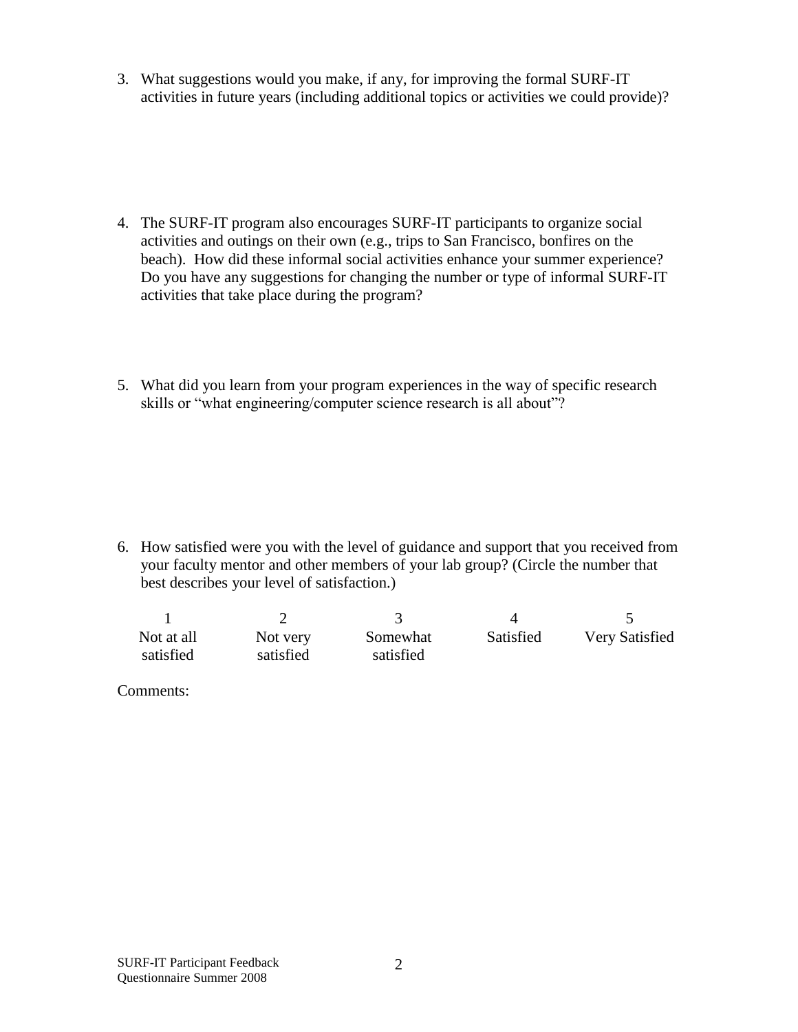3. What suggestions would you make, if any, for improving the formal SURF-IT activities in future years (including additional topics or activities we could provide)?

4. The SURF-IT program also encourages SURF-IT participants to organize social activities and outings on their own (e.g., trips to San Francisco, bonfires on the beach). How did these informal social activities enhance your summer experience? Do you have any suggestions for changing the number or type of informal SURF-IT activities that take place during the program?

5. What did you learn from your program experiences in the way of specific research skills or "what engineering/computer science research is all about"?

6. How satisfied were you with the level of guidance and support that you received from your faculty mentor and other members of your lab group? (Circle the number that best describes your level of satisfaction.)

| 1 | 2 | 3 | 4 | 5 |
|---|---|---|---|---|
| Not at all satisfied | Not very satisfied | Somewhat satisfied | Satisfied | Very Satisfied |

Comments: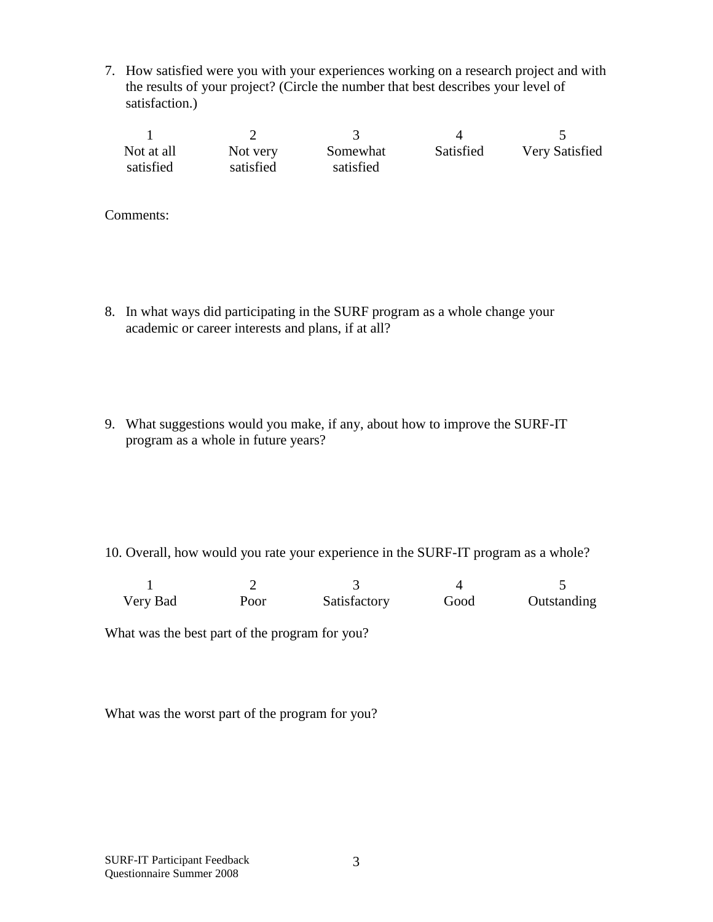7. How satisfied were you with your experiences working on a research project and with the results of your project? (Circle the number that best describes your level of satisfaction.)

| 1 | 2 | 3 | 4 | 5 |
|---|---|---|---|---|
| Not at all satisfied | Not very satisfied | Somewhat satisfied | Satisfied | Very Satisfied |

Comments:

8. In what ways did participating in the SURF program as a whole change your academic or career interests and plans, if at all?

9. What suggestions would you make, if any, about how to improve the SURF-IT program as a whole in future years?

10. Overall, how would you rate your experience in the SURF-IT program as a whole?

| 1 | 2 | 3 | 4 | 5 |
|---|---|---|---|---|
| Very Bad | Poor | Satisfactory | Good | Outstanding |

What was the best part of the program for you?

What was the worst part of the program for you?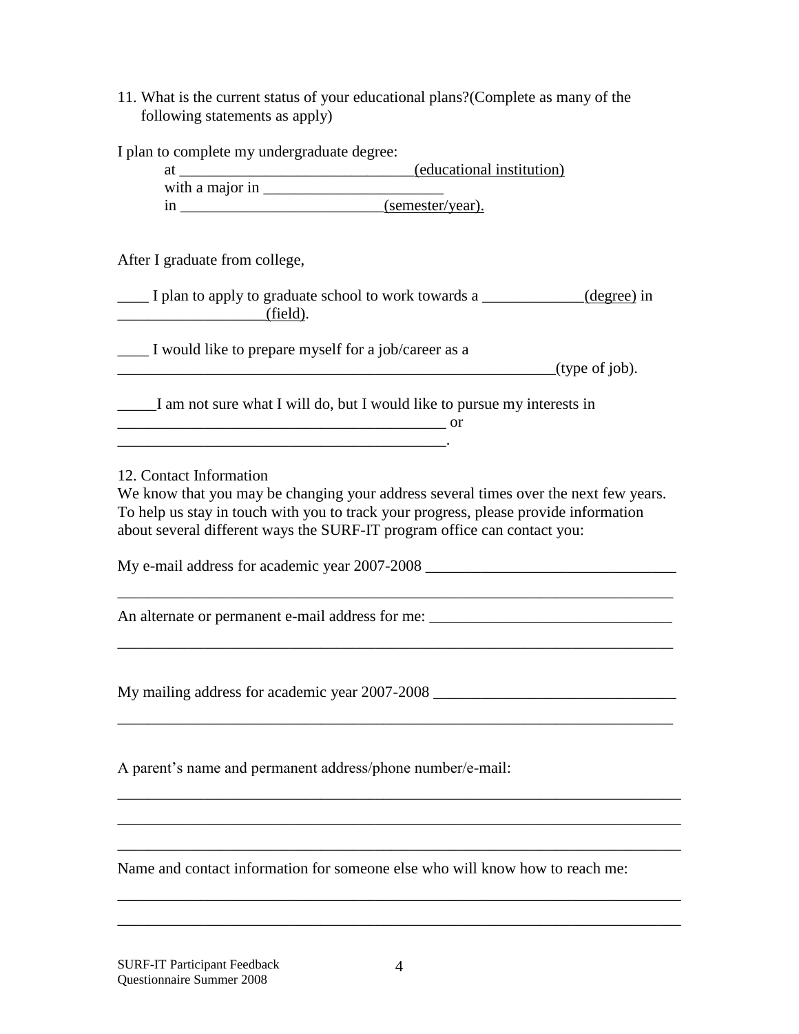11. What is the current status of your educational plans?(Complete as many of the following statements as apply)

I plan to complete my undergraduate degree:

at ______________________________(educational institution)

with a major in _______________________

in __________________________(semester/year).

After I graduate from college,

____ I plan to apply to graduate school to work towards a _____________(degree) in ___________________(field).

____ I would like to prepare myself for a job/career as a __________________________________________________________(type of job).

_____I am not sure what I will do, but I would like to pursue my interests in ___________________________________________ or ___________________________________________.

12. Contact Information

We know that you may be changing your address several times over the next few years. To help us stay in touch with you to track your progress, please provide information about several different ways the SURF-IT program office can contact you:

My e-mail address for academic year 2007-2008 ________________________________

________________________________________________________________________

An alternate or permanent e-mail address for me: _______________________________

________________________________________________________________________

My mailing address for academic year 2007-2008 _______________________________

________________________________________________________________________

A parent's name and permanent address/phone number/e-mail:

________________________________________________________________________

________________________________________________________________________

________________________________________________________________________

Name and contact information for someone else who will know how to reach me:

________________________________________________________________________

________________________________________________________________________